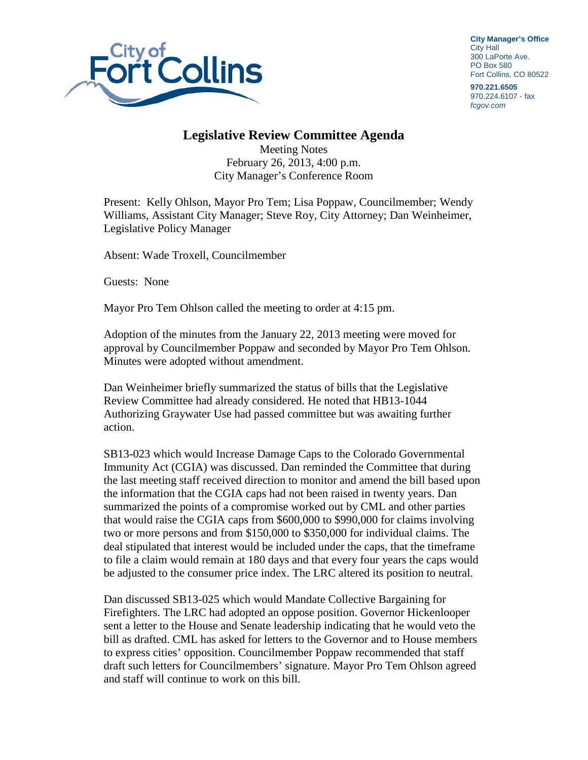City Manager's Office
City Hall
300 LaPorte Ave.
PO Box 580
Fort Collins, CO 80522

970.221.6505
970.224.6107 - fax
fcgov.com

# Legislative Review Committee Agenda

Meeting Notes
February 26, 2013, 4:00 p.m.
City Manager's Conference Room

Present: Kelly Ohlson, Mayor Pro Tem; Lisa Poppaw, Councilmember; Wendy Williams, Assistant City Manager; Steve Roy, City Attorney; Dan Weinheimer, Legislative Policy Manager

Absent: Wade Troxell, Councilmember

Guests: None

Mayor Pro Tem Ohlson called the meeting to order at 4:15 pm.

Adoption of the minutes from the January 22, 2013 meeting were moved for approval by Councilmember Poppaw and seconded by Mayor Pro Tem Ohlson. Minutes were adopted without amendment.

Dan Weinheimer briefly summarized the status of bills that the Legislative Review Committee had already considered. He noted that HB13-1044 Authorizing Graywater Use had passed committee but was awaiting further action.

SB13-023 which would Increase Damage Caps to the Colorado Governmental Immunity Act (CGIA) was discussed. Dan reminded the Committee that during the last meeting staff received direction to monitor and amend the bill based upon the information that the CGIA caps had not been raised in twenty years. Dan summarized the points of a compromise worked out by CML and other parties that would raise the CGIA caps from $600,000 to $990,000 for claims involving two or more persons and from $150,000 to $350,000 for individual claims. The deal stipulated that interest would be included under the caps, that the timeframe to file a claim would remain at 180 days and that every four years the caps would be adjusted to the consumer price index. The LRC altered its position to neutral.

Dan discussed SB13-025 which would Mandate Collective Bargaining for Firefighters. The LRC had adopted an oppose position. Governor Hickenlooper sent a letter to the House and Senate leadership indicating that he would veto the bill as drafted. CML has asked for letters to the Governor and to House members to express cities' opposition. Councilmember Poppaw recommended that staff draft such letters for Councilmembers' signature. Mayor Pro Tem Ohlson agreed and staff will continue to work on this bill.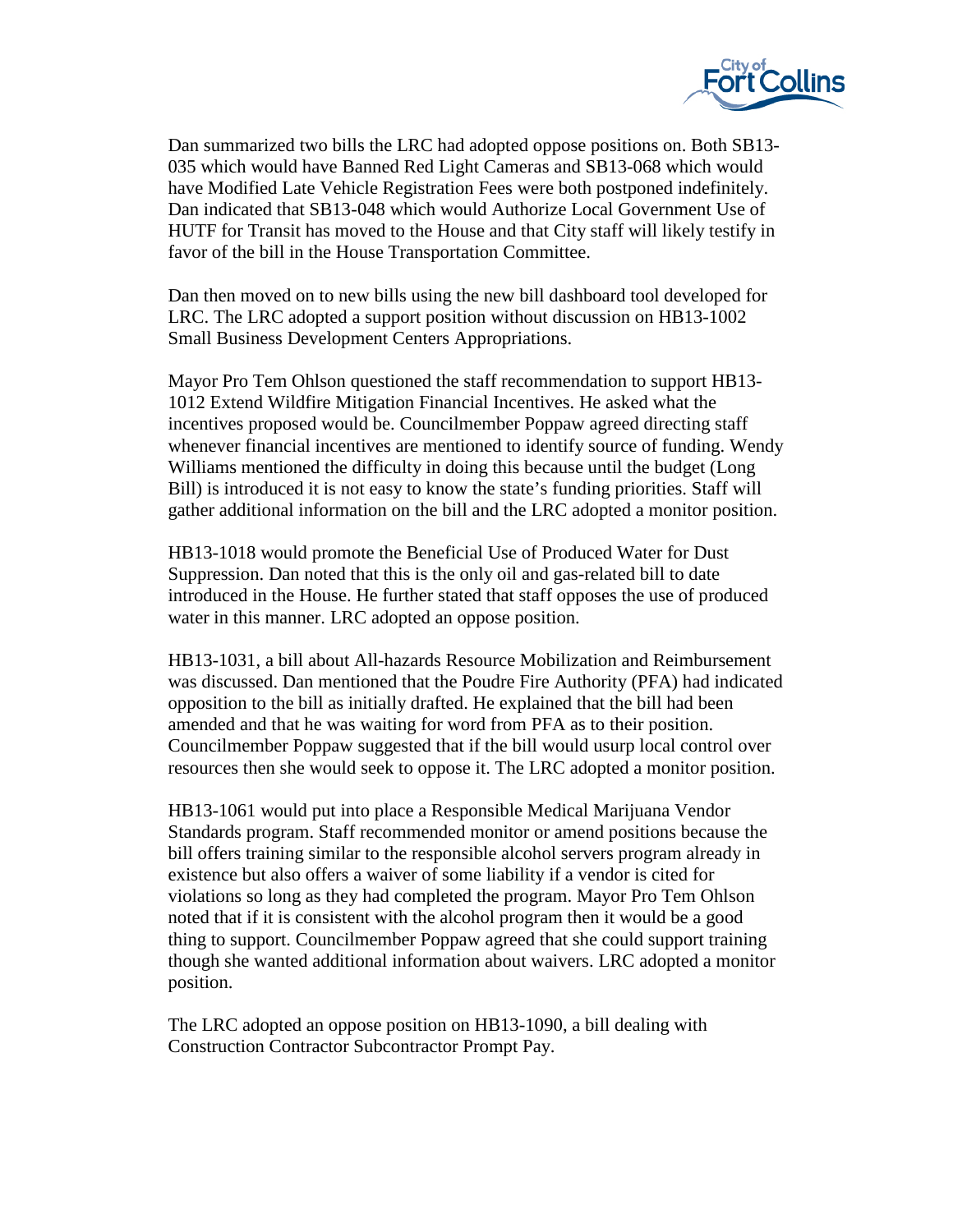Dan summarized two bills the LRC had adopted oppose positions on. Both SB13-035 which would have Banned Red Light Cameras and SB13-068 which would have Modified Late Vehicle Registration Fees were both postponed indefinitely. Dan indicated that SB13-048 which would Authorize Local Government Use of HUTF for Transit has moved to the House and that City staff will likely testify in favor of the bill in the House Transportation Committee.

Dan then moved on to new bills using the new bill dashboard tool developed for LRC. The LRC adopted a support position without discussion on HB13-1002 Small Business Development Centers Appropriations.

Mayor Pro Tem Ohlson questioned the staff recommendation to support HB13-1012 Extend Wildfire Mitigation Financial Incentives. He asked what the incentives proposed would be. Councilmember Poppaw agreed directing staff whenever financial incentives are mentioned to identify source of funding. Wendy Williams mentioned the difficulty in doing this because until the budget (Long Bill) is introduced it is not easy to know the state's funding priorities. Staff will gather additional information on the bill and the LRC adopted a monitor position.

HB13-1018 would promote the Beneficial Use of Produced Water for Dust Suppression. Dan noted that this is the only oil and gas-related bill to date introduced in the House. He further stated that staff opposes the use of produced water in this manner. LRC adopted an oppose position.

HB13-1031, a bill about All-hazards Resource Mobilization and Reimbursement was discussed. Dan mentioned that the Poudre Fire Authority (PFA) had indicated opposition to the bill as initially drafted. He explained that the bill had been amended and that he was waiting for word from PFA as to their position. Councilmember Poppaw suggested that if the bill would usurp local control over resources then she would seek to oppose it. The LRC adopted a monitor position.

HB13-1061 would put into place a Responsible Medical Marijuana Vendor Standards program. Staff recommended monitor or amend positions because the bill offers training similar to the responsible alcohol servers program already in existence but also offers a waiver of some liability if a vendor is cited for violations so long as they had completed the program. Mayor Pro Tem Ohlson noted that if it is consistent with the alcohol program then it would be a good thing to support. Councilmember Poppaw agreed that she could support training though she wanted additional information about waivers. LRC adopted a monitor position.

The LRC adopted an oppose position on HB13-1090, a bill dealing with Construction Contractor Subcontractor Prompt Pay.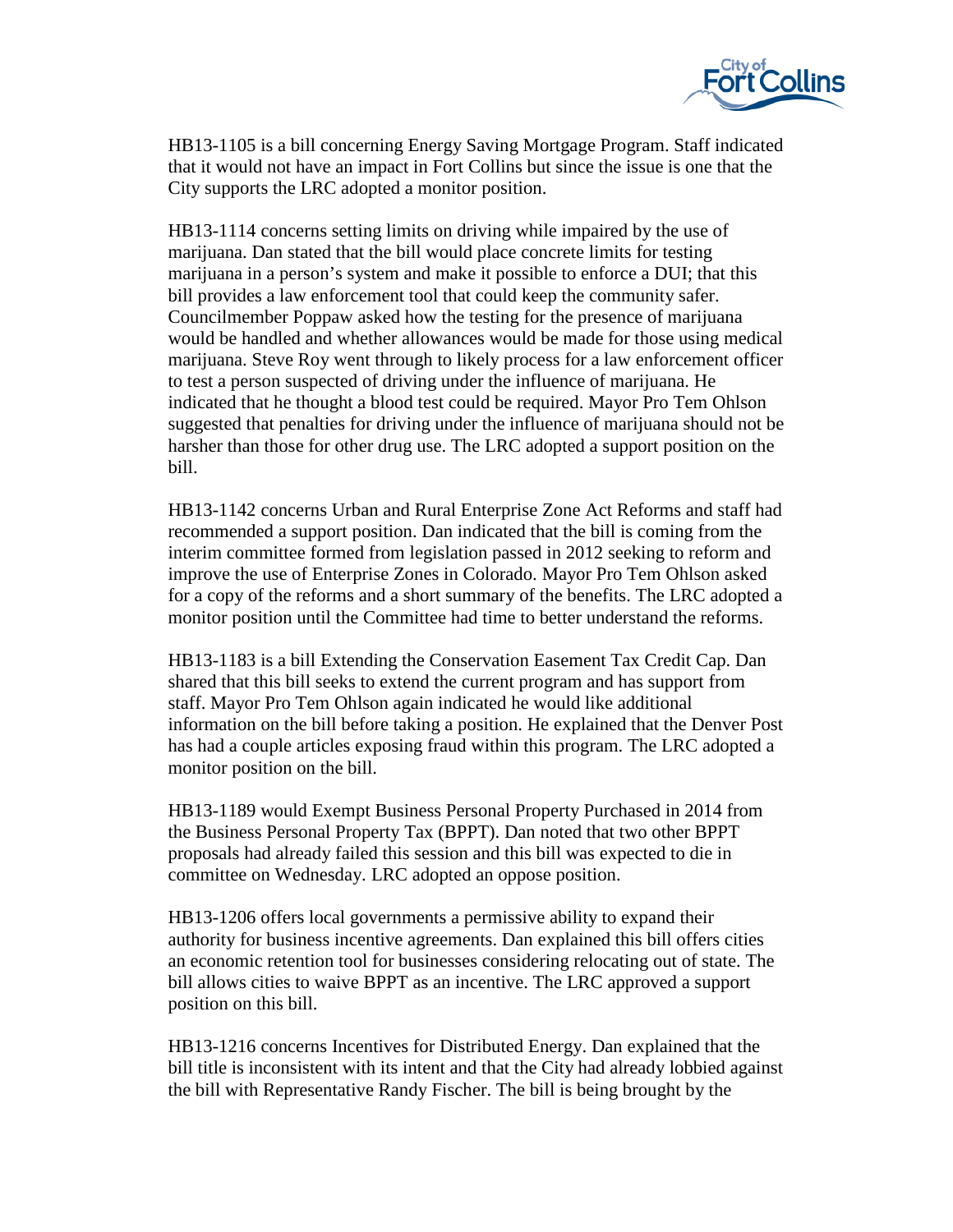HB13-1105 is a bill concerning Energy Saving Mortgage Program. Staff indicated that it would not have an impact in Fort Collins but since the issue is one that the City supports the LRC adopted a monitor position.

HB13-1114 concerns setting limits on driving while impaired by the use of marijuana. Dan stated that the bill would place concrete limits for testing marijuana in a person's system and make it possible to enforce a DUI; that this bill provides a law enforcement tool that could keep the community safer. Councilmember Poppaw asked how the testing for the presence of marijuana would be handled and whether allowances would be made for those using medical marijuana. Steve Roy went through to likely process for a law enforcement officer to test a person suspected of driving under the influence of marijuana. He indicated that he thought a blood test could be required. Mayor Pro Tem Ohlson suggested that penalties for driving under the influence of marijuana should not be harsher than those for other drug use. The LRC adopted a support position on the bill.

HB13-1142 concerns Urban and Rural Enterprise Zone Act Reforms and staff had recommended a support position. Dan indicated that the bill is coming from the interim committee formed from legislation passed in 2012 seeking to reform and improve the use of Enterprise Zones in Colorado. Mayor Pro Tem Ohlson asked for a copy of the reforms and a short summary of the benefits. The LRC adopted a monitor position until the Committee had time to better understand the reforms.

HB13-1183 is a bill Extending the Conservation Easement Tax Credit Cap. Dan shared that this bill seeks to extend the current program and has support from staff. Mayor Pro Tem Ohlson again indicated he would like additional information on the bill before taking a position. He explained that the Denver Post has had a couple articles exposing fraud within this program. The LRC adopted a monitor position on the bill.

HB13-1189 would Exempt Business Personal Property Purchased in 2014 from the Business Personal Property Tax (BPPT). Dan noted that two other BPPT proposals had already failed this session and this bill was expected to die in committee on Wednesday. LRC adopted an oppose position.

HB13-1206 offers local governments a permissive ability to expand their authority for business incentive agreements. Dan explained this bill offers cities an economic retention tool for businesses considering relocating out of state. The bill allows cities to waive BPPT as an incentive. The LRC approved a support position on this bill.

HB13-1216 concerns Incentives for Distributed Energy. Dan explained that the bill title is inconsistent with its intent and that the City had already lobbied against the bill with Representative Randy Fischer. The bill is being brought by the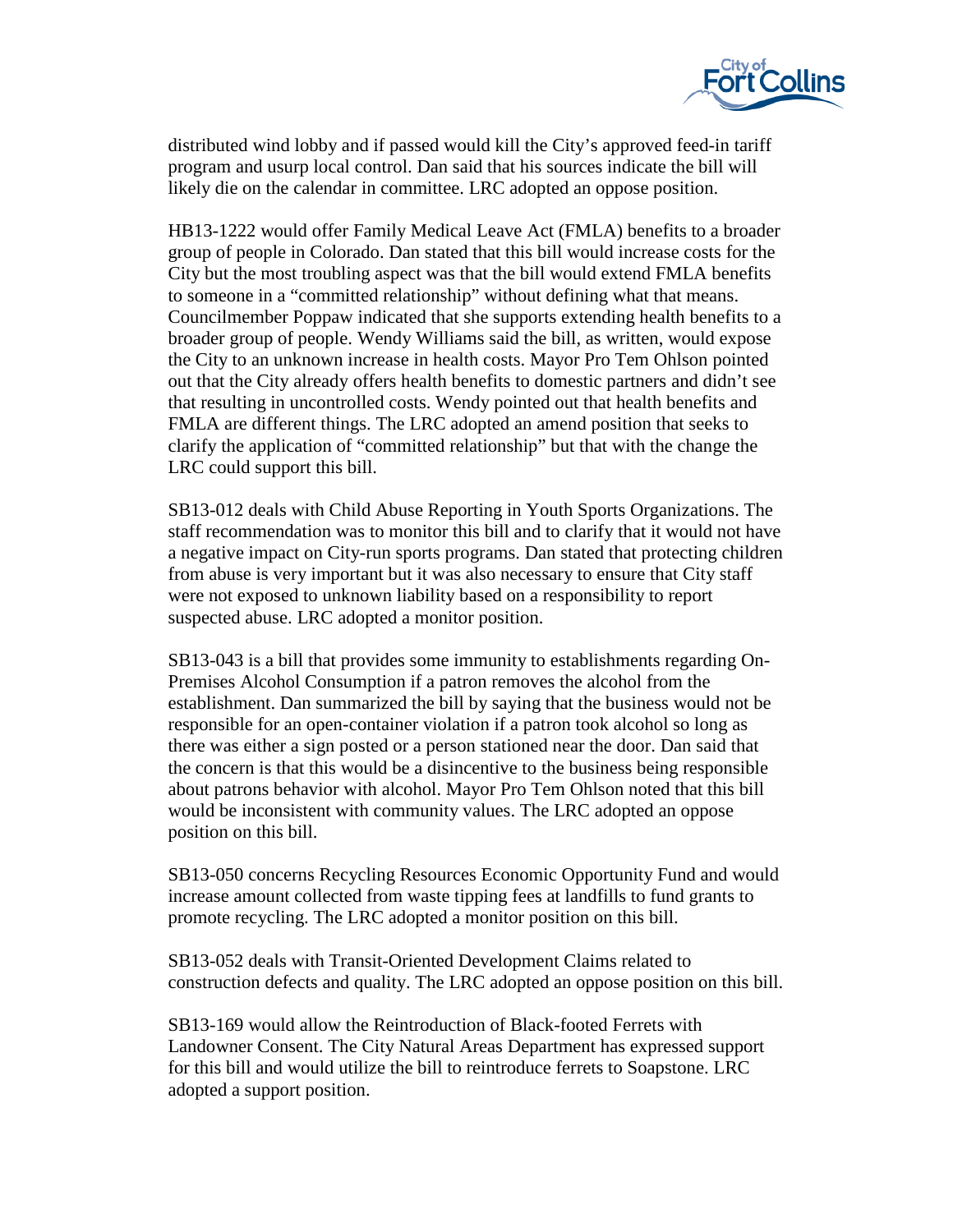distributed wind lobby and if passed would kill the City's approved feed-in tariff program and usurp local control. Dan said that his sources indicate the bill will likely die on the calendar in committee. LRC adopted an oppose position.

HB13-1222 would offer Family Medical Leave Act (FMLA) benefits to a broader group of people in Colorado. Dan stated that this bill would increase costs for the City but the most troubling aspect was that the bill would extend FMLA benefits to someone in a "committed relationship" without defining what that means. Councilmember Poppaw indicated that she supports extending health benefits to a broader group of people. Wendy Williams said the bill, as written, would expose the City to an unknown increase in health costs. Mayor Pro Tem Ohlson pointed out that the City already offers health benefits to domestic partners and didn't see that resulting in uncontrolled costs. Wendy pointed out that health benefits and FMLA are different things. The LRC adopted an amend position that seeks to clarify the application of "committed relationship" but that with the change the LRC could support this bill.

SB13-012 deals with Child Abuse Reporting in Youth Sports Organizations. The staff recommendation was to monitor this bill and to clarify that it would not have a negative impact on City-run sports programs. Dan stated that protecting children from abuse is very important but it was also necessary to ensure that City staff were not exposed to unknown liability based on a responsibility to report suspected abuse. LRC adopted a monitor position.

SB13-043 is a bill that provides some immunity to establishments regarding On-Premises Alcohol Consumption if a patron removes the alcohol from the establishment. Dan summarized the bill by saying that the business would not be responsible for an open-container violation if a patron took alcohol so long as there was either a sign posted or a person stationed near the door. Dan said that the concern is that this would be a disincentive to the business being responsible about patrons behavior with alcohol. Mayor Pro Tem Ohlson noted that this bill would be inconsistent with community values. The LRC adopted an oppose position on this bill.

SB13-050 concerns Recycling Resources Economic Opportunity Fund and would increase amount collected from waste tipping fees at landfills to fund grants to promote recycling. The LRC adopted a monitor position on this bill.

SB13-052 deals with Transit-Oriented Development Claims related to construction defects and quality. The LRC adopted an oppose position on this bill.

SB13-169 would allow the Reintroduction of Black-footed Ferrets with Landowner Consent. The City Natural Areas Department has expressed support for this bill and would utilize the bill to reintroduce ferrets to Soapstone. LRC adopted a support position.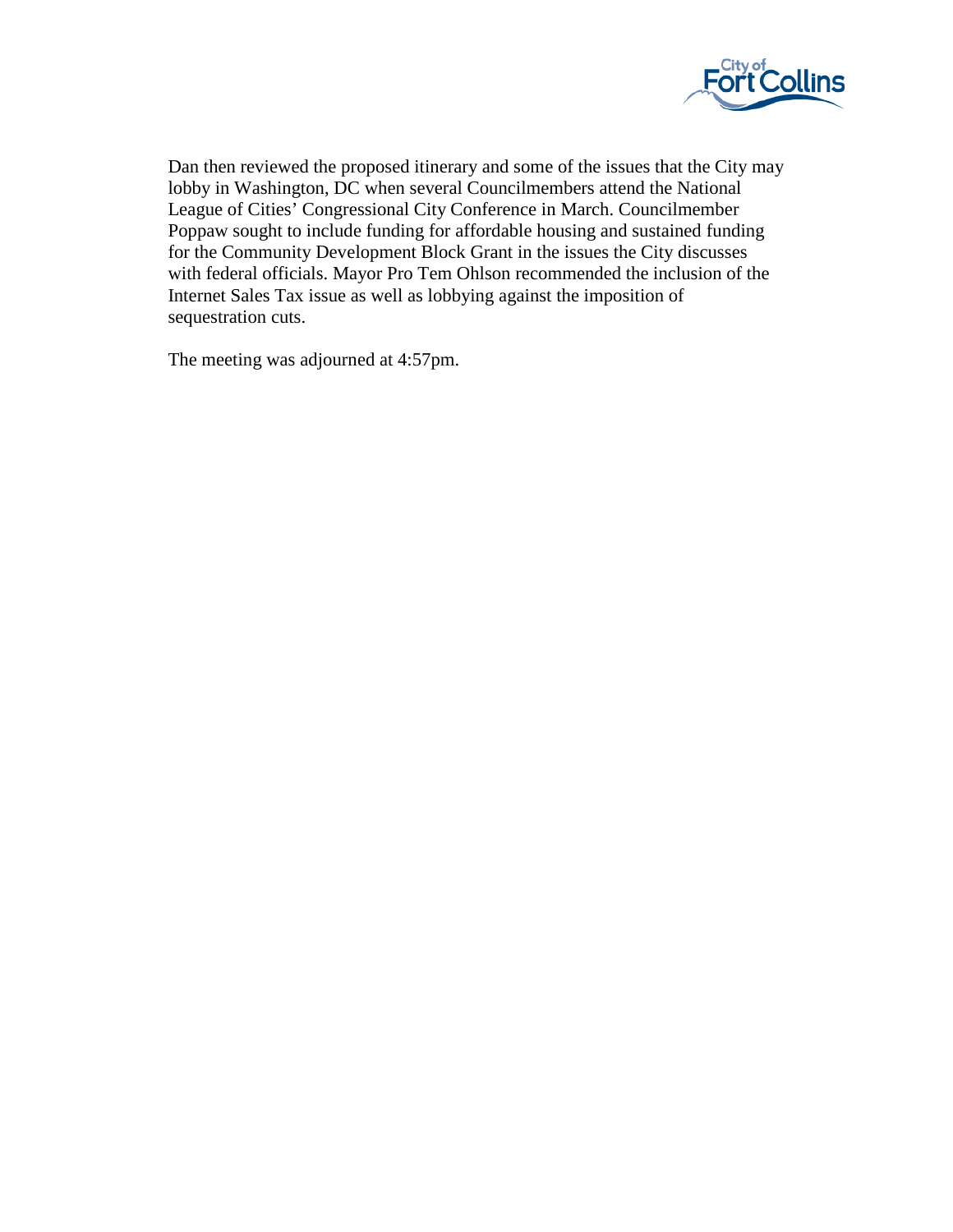Dan then reviewed the proposed itinerary and some of the issues that the City may lobby in Washington, DC when several Councilmembers attend the National League of Cities' Congressional City Conference in March. Councilmember Poppaw sought to include funding for affordable housing and sustained funding for the Community Development Block Grant in the issues the City discusses with federal officials. Mayor Pro Tem Ohlson recommended the inclusion of the Internet Sales Tax issue as well as lobbying against the imposition of sequestration cuts.

The meeting was adjourned at 4:57pm.